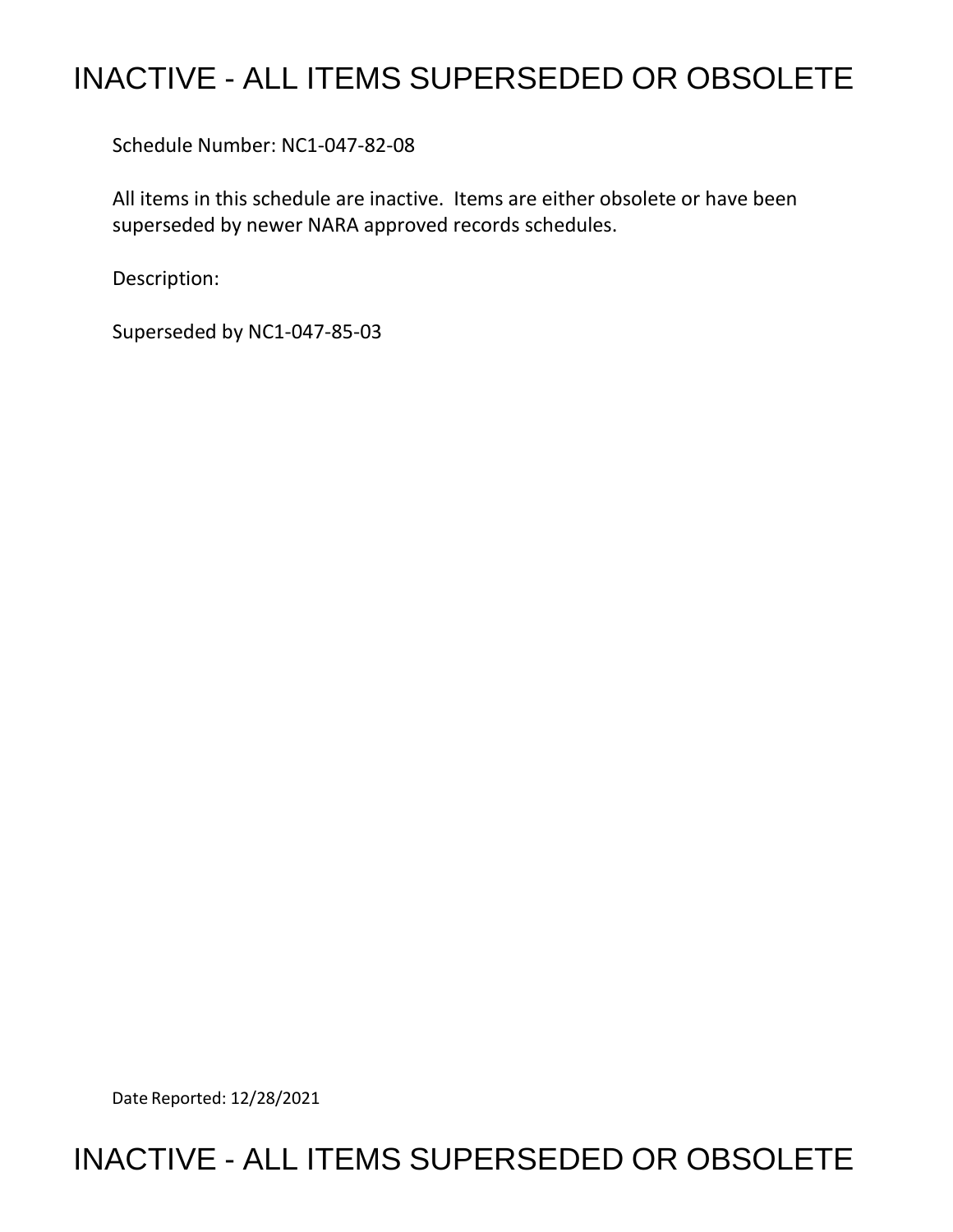# INACTIVE - ALL ITEMS SUPERSEDED OR OBSOLETE

Schedule Number: NC1-047-82-08

All items in this schedule are inactive. Items are either obsolete or have been superseded by newer NARA approved records schedules.

Description:

Superseded by NC1-047-85-03

Date Reported: 12/28/2021

# INACTIVE - ALL ITEMS SUPERSEDED OR OBSOLETE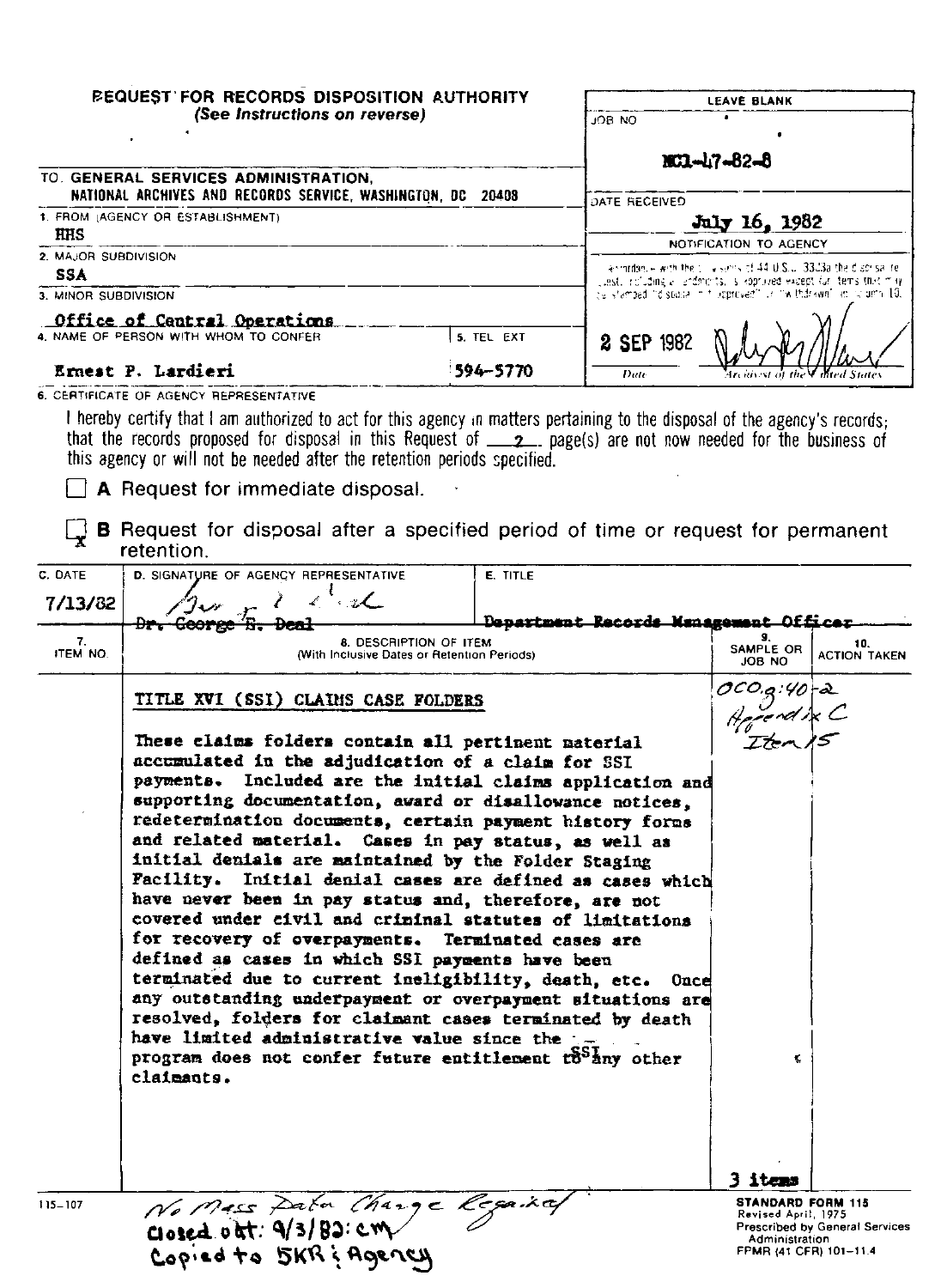# REQUEST FOR RECORDS DISPOSITION AUTHORITY

*(See Instructions on reverse)*

**LEAVE BLANK**

JOB NO: NC1-47-82-8

DATE RECEIVED: July 16, 1982

NOTIFICATION TO AGENCY

In accordance with the provisions of 44 U.S.C. 3303a the disposal request, including amendments, is approved except for items that may be stamped "disposal not approved" or "withdrawn" in column 10.

2 SEP 1982 — Date — Archivist of the United States

TO: GENERAL SERVICES ADMINISTRATION, NATIONAL ARCHIVES AND RECORDS SERVICE, WASHINGTON, DC 20408

1. FROM (AGENCY OR ESTABLISHMENT): HHS
2. MAJOR SUBDIVISION: SSA
3. MINOR SUBDIVISION: Office of Central Operations
4. NAME OF PERSON WITH WHOM TO CONFER: Ernest P. Lardieri
5. TEL EXT: 594-5770

6. CERTIFICATE OF AGENCY REPRESENTATIVE

I hereby certify that I am authorized to act for this agency in matters pertaining to the disposal of the agency's records; that the records proposed for disposal in this Request of 2 page(s) are not now needed for the business of this agency or will not be needed after the retention periods specified.

☐ **A** Request for immediate disposal.

☒ **B** Request for disposal after a specified period of time or request for permanent retention.

| C. DATE | D. SIGNATURE OF AGENCY REPRESENTATIVE | E. TITLE |
|---|---|---|
| 7/13/82 | Dr. George E. Deal | Department Records Management Officer |

| 7. ITEM NO. | 8. DESCRIPTION OF ITEM (With Inclusive Dates or Retention Periods) | 9. SAMPLE OR JOB NO. | 10. ACTION TAKEN |
|---|---|---|---|
| | TITLE XVI (SSI) CLAIMS CASE FOLDERS<br><br>These claims folders contain all pertinent material accumulated in the adjudication of a claim for SSI payments. Included are the initial claims application and supporting documentation, award or disallowance notices, redetermination documents, certain payment history forms and related material. Cases in pay status, as well as initial denials are maintained by the Folder Staging Facility. Initial denial cases are defined as cases which have never been in pay status and, therefore, are not covered under civil and criminal statutes of limitations for recovery of overpayments. Terminated cases are defined as cases in which SSI payments have been terminated due to current ineligibility, death, etc. Once any outstanding underpayment or overpayment situations are resolved, folders for claimant cases terminated by death have limited administrative value since the SSI program does not confer future entitlement to any other claimants. | OCO.g:40-2 Appendix C Item 15<br><br>3 items | |

No Mass Data Change Required
Closed out: 9/3/82: cm
Copied to 5KR & Agency

115-107

STANDARD FORM 115
Revised April, 1975
Prescribed by General Services Administration
FPMR (41 CFR) 101-11.4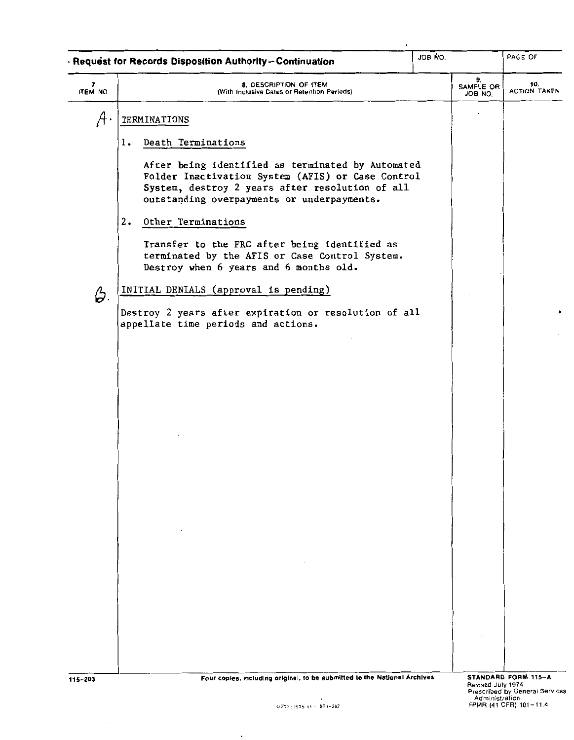**Request for Records Disposition Authority—Continuation**

| JOB NO. | PAGE OF |
|---|---|
| | |

| 7. ITEM NO. | 8. DESCRIPTION OF ITEM (With Inclusive Dates or Retention Periods) | 9. SAMPLE OR JOB NO. | 10. ACTION TAKEN |
|---|---|---|---|
| A. | TERMINATIONS | | |
| | 1. Death Terminations | | |
| | After being identified as terminated by Automated Folder Inactivation System (AFIS) or Case Control System, destroy 2 years after resolution of all outstanding overpayments or underpayments. | | |
| | 2. Other Terminations | | |
| | Transfer to the FRC after being identified as terminated by the AFIS or Case Control System. Destroy when 6 years and 6 months old. | | |
| B. | INITIAL DENIALS (approval is pending) | | |
| | Destroy 2 years after expiration or resolution of all appellate time periods and actions. | | |

115-203

Four copies, including original, to be submitted to the National Archives

STANDARD FORM 115-A
Revised July 1974
Prescribed by General Services Administration
FPMR (41 CFR) 101-11.4